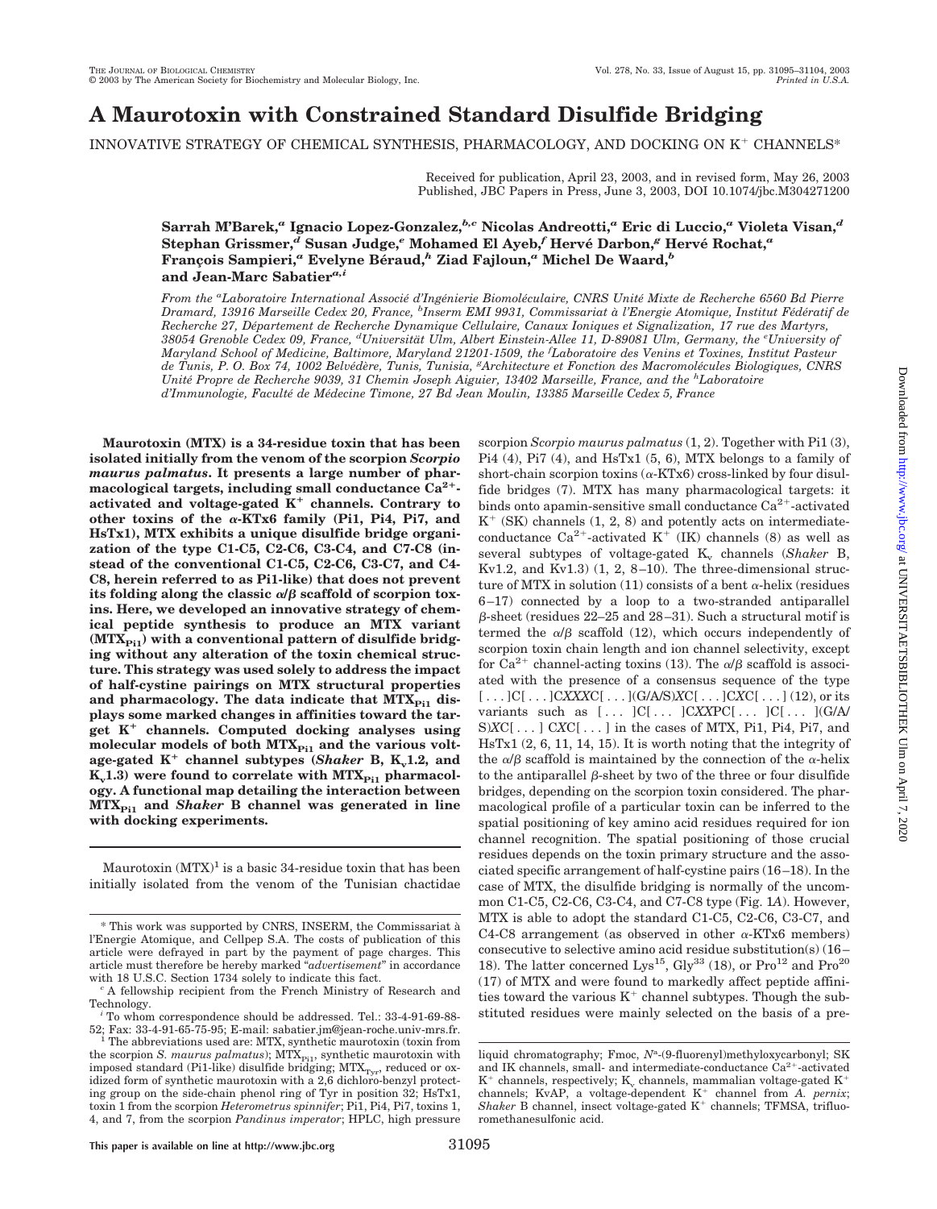# A Maurotoxin with Constrained Standard Disulfide Bridging

INNOVATIVE STRATEGY OF CHEMICAL SYNTHESIS, PHARMACOLOGY, AND DOCKING ON $K^+$ CHANNELS*

Received for publication, April 23, 2003, and in revised form, May 26, 2003
Published, JBC Papers in Press, June 3, 2003, DOI 10.1074/jbc.M304271200

**Sarrah M'Barek,[a] Ignacio Lopez-Gonzalez,[b,c] Nicolas Andreotti,[a] Eric di Luccio,[a] Violeta Visan,[d] Stephan Grissmer,[d] Susan Judge,[e] Mohamed El Ayeb,[f] Hervé Darbon,[g] Hervé Rochat,[a] François Sampieri,[a] Evelyne Béraud,[h] Ziad Fajloun,[a] Michel De Waard,[b] and Jean-Marc Sabatier[a,i]**

*From the [a]Laboratoire International Associé d'Ingénierie Biomoléculaire, CNRS Unité Mixte de Recherche 6560 Bd Pierre Dramard, 13916 Marseille Cedex 20, France, [b]Inserm EMI 9931, Commissariat à l'Energie Atomique, Institut Fédératif de Recherche 27, Département de Recherche Dynamique Cellulaire, Canaux Ioniques et Signalization, 17 rue des Martyrs, 38054 Grenoble Cedex 09, France, [d]Universität Ulm, Albert Einstein-Allee 11, D-89081 Ulm, Germany, the [e]University of Maryland School of Medicine, Baltimore, Maryland 21201-1509, the [f]Laboratoire des Venins et Toxines, Institut Pasteur de Tunis, P. O. Box 74, 1002 Belvédère, Tunis, Tunisia, [g]Architecture et Fonction des Macromolécules Biologiques, CNRS Unité Propre de Recherche 9039, 31 Chemin Joseph Aiguier, 13402 Marseille, France, and the [h]Laboratoire d'Immunologie, Faculté de Médecine Timone, 27 Bd Jean Moulin, 13385 Marseille Cedex 5, France*

**Maurotoxin (MTX) is a 34-residue toxin that has been isolated initially from the venom of the scorpion *Scorpio maurus palmatus*. It presents a large number of pharmacological targets, including small conductance $Ca^{2+}$-activated and voltage-gated $K^+$ channels. Contrary to other toxins of the α-KTx6 family (Pi1, Pi4, Pi7, and HsTx1), MTX exhibits a unique disulfide bridge organization of the type C1-C5, C2-C6, C3-C4, and C7-C8 (instead of the conventional C1-C5, C2-C6, C3-C7, and C4-C8, herein referred to as Pi1-like) that does not prevent its folding along the classic α/β scaffold of scorpion toxins. Here, we developed an innovative strategy of chemical peptide synthesis to produce an MTX variant ($MTX_{Pi1}$) with a conventional pattern of disulfide bridging without any alteration of the toxin chemical structure. This strategy was used solely to address the impact of half-cystine pairings on MTX structural properties and pharmacology. The data indicate that $MTX_{Pi1}$ displays some marked changes in affinities toward the target $K^+$ channels. Computed docking analyses using molecular models of both $MTX_{Pi1}$ and the various voltage-gated $K^+$ channel subtypes (*Shaker* B, $K_v1.2$, and $K_v1.3$) were found to correlate with $MTX_{Pi1}$ pharmacology. A functional map detailing the interaction between $MTX_{Pi1}$ and *Shaker* B channel was generated in line with docking experiments.**

Maurotoxin (MTX)[1] is a basic 34-residue toxin that has been initially isolated from the venom of the Tunisian chactidae scorpion *Scorpio maurus palmatus* (1, 2). Together with Pi1 (3), Pi4 (4), Pi7 (4), and HsTx1 (5, 6), MTX belongs to a family of short-chain scorpion toxins (α-KTx6) cross-linked by four disulfide bridges (7). MTX has many pharmacological targets: it binds onto apamin-sensitive small conductance $Ca^{2+}$-activated $K^+$ (SK) channels (1, 2, 8) and potently acts on intermediate-conductance $Ca^{2+}$-activated $K^+$ (IK) channels (8) as well as several subtypes of voltage-gated $K_v$ channels (*Shaker* B, Kv1.2, and Kv1.3) (1, 2, 8–10). The three-dimensional structure of MTX in solution (11) consists of a bent α-helix (residues 6–17) connected by a loop to a two-stranded antiparallel β-sheet (residues 22–25 and 28–31). Such a structural motif is termed the α/β scaffold (12), which occurs independently of scorpion toxin chain length and ion channel selectivity, except for $Ca^{2+}$ channel-acting toxins (13). The α/β scaffold is associated with the presence of a consensus sequence of the type [...]C[...]C*XXX*C[...](G/A/S)*X*C[...]C*X*C[...] (12), or its variants such as [...]C[...]C*XX*PC[...]C[...](G/A/S)*X*C[...]C*X*C[...] in the cases of MTX, Pi1, Pi4, Pi7, and HsTx1 (2, 6, 11, 14, 15). It is worth noting that the integrity of the α/β scaffold is maintained by the connection of the α-helix to the antiparallel β-sheet by two of the three or four disulfide bridges, depending on the scorpion toxin considered. The pharmacological profile of a particular toxin can be inferred to the spatial positioning of key amino acid residues required for ion channel recognition. The spatial positioning of those crucial residues depends on the toxin primary structure and the associated specific arrangement of half-cystine pairs (16–18). In the case of MTX, the disulfide bridging is normally of the uncommon C1-C5, C2-C6, C3-C4, and C7-C8 type (Fig. 1*A*). However, MTX is able to adopt the standard C1-C5, C2-C6, C3-C7, and C4-C8 arrangement (as observed in other α-KTx6 members) consecutive to selective amino acid residue substitution(s) (16–18). The latter concerned $Lys^{15}$, $Gly^{33}$ (18), or $Pro^{12}$ and $Pro^{20}$ (17) of MTX and were found to markedly affect peptide affinities toward the various $K^+$ channel subtypes. Though the substituted residues were mainly selected on the basis of a pre-

---

* This work was supported by CNRS, INSERM, the Commissariat à l'Energie Atomique, and Cellpep S.A. The costs of publication of this article were defrayed in part by the payment of page charges. This article must therefore be hereby marked "*advertisement*" in accordance with 18 U.S.C. Section 1734 solely to indicate this fact.

[c] A fellowship recipient from the French Ministry of Research and Technology.

[i] To whom correspondence should be addressed. Tel.: 33-4-91-69-88-52; Fax: 33-4-91-65-75-95; E-mail: sabatier.jm@jean-roche.univ-mrs.fr.

[1] The abbreviations used are: MTX, synthetic maurotoxin (toxin from the scorpion *S. maurus palmatus*); $MTX_{Pi1}$, synthetic maurotoxin with imposed standard (Pi1-like) disulfide bridging; $MTX_{Tyr}$, reduced or oxidized form of synthetic maurotoxin with a 2,6 dichloro-benzyl protecting group on the side-chain phenol ring of Tyr in position 32; HsTx1, toxin 1 from the scorpion *Heterometrus spinnifer*; Pi1, Pi4, Pi7, toxins 1, 4, and 7, from the scorpion *Pandinus imperator*; HPLC, high pressure liquid chromatography; Fmoc, $N^\alpha$-(9-fluorenyl)methyloxycarbonyl; SK and IK channels, small- and intermediate-conductance $Ca^{2+}$-activated $K^+$ channels, respectively; $K_v$ channels, mammalian voltage-gated $K^+$ channels; KvAP, a voltage-dependent $K^+$ channel from *A. pernix*; *Shaker* B channel, insect voltage-gated $K^+$ channels; TFMSA, trifluoromethanesulfonic acid.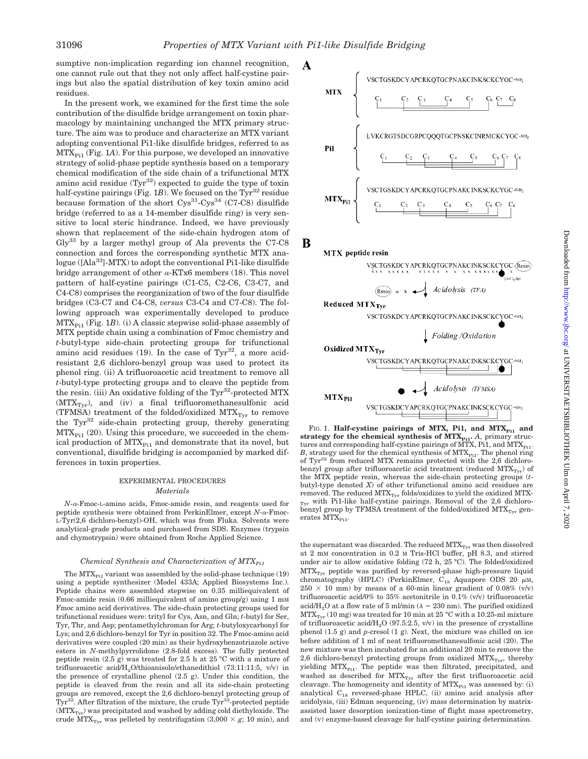sumptive non-implication regarding ion channel recognition, one cannot rule out that they not only affect half-cystine pairings but also the spatial distribution of key toxin amino acid residues.

In the present work, we examined for the first time the sole contribution of the disulfide bridge arrangement on toxin pharmacology by maintaining unchanged the MTX primary structure. The aim was to produce and characterize an MTX variant adopting conventional Pi1-like disulfide bridges, referred to as $MTX_{Pi1}$ (Fig. 1*A*). For this purpose, we developed an innovative strategy of solid-phase peptide synthesis based on a temporary chemical modification of the side chain of a trifunctional MTX amino acid residue ($Tyr^{32}$) expected to guide the type of toxin half-cystine pairings (Fig. 1*B*). We focused on the $Tyr^{32}$ residue because formation of the short $Cys^{31}$-$Cys^{34}$ (C7-C8) disulfide bridge (referred to as a 14-member disulfide ring) is very sensitive to local steric hindrance. Indeed, we have previously shown that replacement of the side-chain hydrogen atom of $Gly^{33}$ by a larger methyl group of Ala prevents the C7-C8 connection and forces the corresponding synthetic MTX analogue ([$Ala^{33}$]-MTX) to adopt the conventional Pi1-like disulfide bridge arrangement of other α-KTx6 members (18). This novel pattern of half-cystine pairings (C1-C5, C2-C6, C3-C7, and C4-C8) comprises the reorganization of two of the four disulfide bridges (C3-C7 and C4-C8, *versus* C3-C4 and C7-C8). The following approach was experimentally developed to produce $MTX_{Pi1}$ (Fig. 1*B*). (i) A classic stepwise solid-phase assembly of MTX peptide chain using a combination of Fmoc chemistry and *t*-butyl-type side-chain protecting groups for trifunctional amino acid residues (19). In the case of $Tyr^{32}$, a more acid-resistant 2,6 dichloro-benzyl group was used to protect its phenol ring. (ii) A trifluoroacetic acid treatment to remove all *t*-butyl-type protecting groups and to cleave the peptide from the resin. (iii) An oxidative folding of the $Tyr^{32}$-protected MTX ($MTX_{Tyr}$), and (iv) a final trifluoromethanesulfonic acid (TFMSA) treatment of the folded/oxidized $MTX_{Tyr}$ to remove the $Tyr^{32}$ side-chain protecting group, thereby generating $MTX_{Pi1}$ (20). Using this procedure, we succeeded in the chemical production of $MTX_{Pi1}$ and demonstrate that its novel, but conventional, disulfide bridging is accompanied by marked differences in toxin properties.

## EXPERIMENTAL PROCEDURES

### *Materials*

*N*-α-Fmoc-L-amino acids, Fmoc-amide resin, and reagents used for peptide synthesis were obtained from PerkinElmer, except *N*-α-Fmoc-L-Tyr(2,6 dichloro-benzyl)-OH, which was from Fluka. Solvents were analytical-grade products and purchased from SDS. Enzymes (trypsin and chymotrypsin) were obtained from Roche Applied Science.

### *Chemical Synthesis and Characterization of $MTX_{Pi1}$*

The $MTX_{Pi1}$ variant was assembled by the solid-phase technique (19) using a peptide synthesizer (Model 433A; Applied Biosystems Inc.). Peptide chains were assembled stepwise on 0.35 milliequivalent of Fmoc-amide resin (0.66 milliequivalent of amino group/g) using 1 mM Fmoc amino acid derivatives. The side-chain protecting groups used for trifunctional residues were: trityl for Cys, Asn, and Gln; *t*-butyl for Ser, Tyr, Thr, and Asp; pentamethylchroman for Arg; *t*-butyloxycarbonyl for Lys; and 2,6 dichloro-benzyl for Tyr in position 32. The Fmoc-amino acid derivatives were coupled (20 min) as their hydroxybenzotriazole active esters in *N*-methylpyrrolidone (2.8-fold excess). The fully protected peptide resin (2.5 g) was treated for 2.5 h at 25 °C with a mixture of trifluoroacetic acid/$H_2O$/thioanisole/ethanedithiol (73:11:11:5, v/v) in the presence of crystalline phenol (2.5 g). Under this condition, the peptide is cleaved from the resin and all its side-chain protecting groups are removed, except the 2,6 dichloro-benzyl protecting group of $Tyr^{32}$. After filtration of the mixture, the crude $Tyr^{32}$-protected peptide ($MTX_{Tyr}$) was precipitated and washed by adding cold diethyloxide. The crude $MTX_{Tyr}$ was pelleted by centrifugation (3,000 × *g*; 10 min), and the supernatant was discarded. The reduced $MTX_{Tyr}$ was then dissolved at 2 mM concentration in 0.2 M Tris-HCl buffer, pH 8.3, and stirred under air to allow oxidative folding (72 h, 25 °C). The folded/oxidized $MTX_{Tyr}$ peptide was purified by reversed-phase high-pressure liquid chromatography (HPLC) (PerkinElmer, $C_{18}$ Aquapore ODS 20 μM, 250 × 10 mm) by means of a 60-min linear gradient of 0.08% (v/v) trifluoroacetic acid/0% to 35% acetonitrile in 0.1% (v/v) trifluoroacetic acid/$H_2O$ at a flow rate of 5 ml/min (λ = 230 nm). The purified oxidized $MTX_{Tyr}$ (10 mg) was treated for 10 min at 25 °C with a 10.25-ml mixture of trifluoroacetic acid/$H_2O$ (97.5:2.5, v/v) in the presence of crystalline phenol (1.5 g) and *p*-cresol (1 g). Next, the mixture was chilled on ice before addition of 1 ml of neat trifluoromethanesulfonic acid (20). The new mixture was then incubated for an additional 20 min to remove the 2,6 dichloro-benzyl protecting groups from oxidized $MTX_{Tyr}$, thereby yielding $MTX_{Pi1}$. The peptide was then filtrated, precipitated, and washed as described for $MTX_{Tyr}$ after the first trifluoroacetic acid cleavage. The homogeneity and identity of $MTX_{Pi1}$ was assessed by: (i) analytical $C_{18}$ reversed-phase HPLC, (ii) amino acid analysis after acidolysis, (iii) Edman sequencing, (iv) mass determination by matrix-assisted laser desorption ionization-time of flight mass spectrometry, and (v) enzyme-based cleavage for half-cystine pairing determination.

**A**

MTX: VSCTGSKDCYAPCRKQTGCPNAKCINKSCKCYGC-$NH_2$ (C1–C8)

Pi1: LVKCRGTSDCGRPCQQQTGCPNSKCINRMCKCYGC-$NH_2$ (C1–C8)

$MTX_{Pi1}$: VSCTGSKDCYAPCRKQTGCPNAKCINKSCKCYGC-$NH_2$ (C1–C8)

**B**

MTX peptide resin: VSCTGSKDCYAPCRKQTGCPNAKCINKSCKCYGC-(Resin)

(Resin) + x ← Acidolysis (TFA)

Reduced $MTX_{Tyr}$: VSCTGSKDCYAPCRKQTGCPNAKCINKSCKCYGC-$NH_2$

↓ Folding/Oxidation

Oxidized $MTX_{Tyr}$: VSCTGSKDCYAPCRKQTGCPNAKCINKSCKCYGC-$NH_2$

● ← Acidolysis (TFMSA)

$MTX_{Pi1}$: VSCTGSKDCYAPCRKQTGCPNAKCINKSCKCYGC-$NH_2$

FIG. 1. **Half-cystine pairings of MTX, Pi1, and $MTX_{Pi1}$ and strategy for the chemical synthesis of $MTX_{Pi1}$.** *A*, primary structures and corresponding half-cystine pairings of MTX, Pi1, and $MTX_{Pi1}$. *B*, strategy used for the chemical synthesis of $MTX_{Pi1}$. The phenol ring of $Tyr^{32}$ from reduced MTX remains protected with the 2,6 dichlorobenzyl group after trifluoroacetic acid treatment (reduced $MTX_{Tyr}$) of the MTX peptide resin, whereas the side-chain protecting groups (*t*-butyl-type denoted *X*) of other trifunctional amino acid residues are removed. The reduced $MTX_{Tyr}$ folds/oxidizes to yield the oxidized $MTX_{Tyr}$ with Pi1-like half-cystine pairings. Removal of the 2,6 dichlorobenzyl group by TFMSA treatment of the folded/oxidized $MTX_{Tyr}$ generates $MTX_{Pi1}$.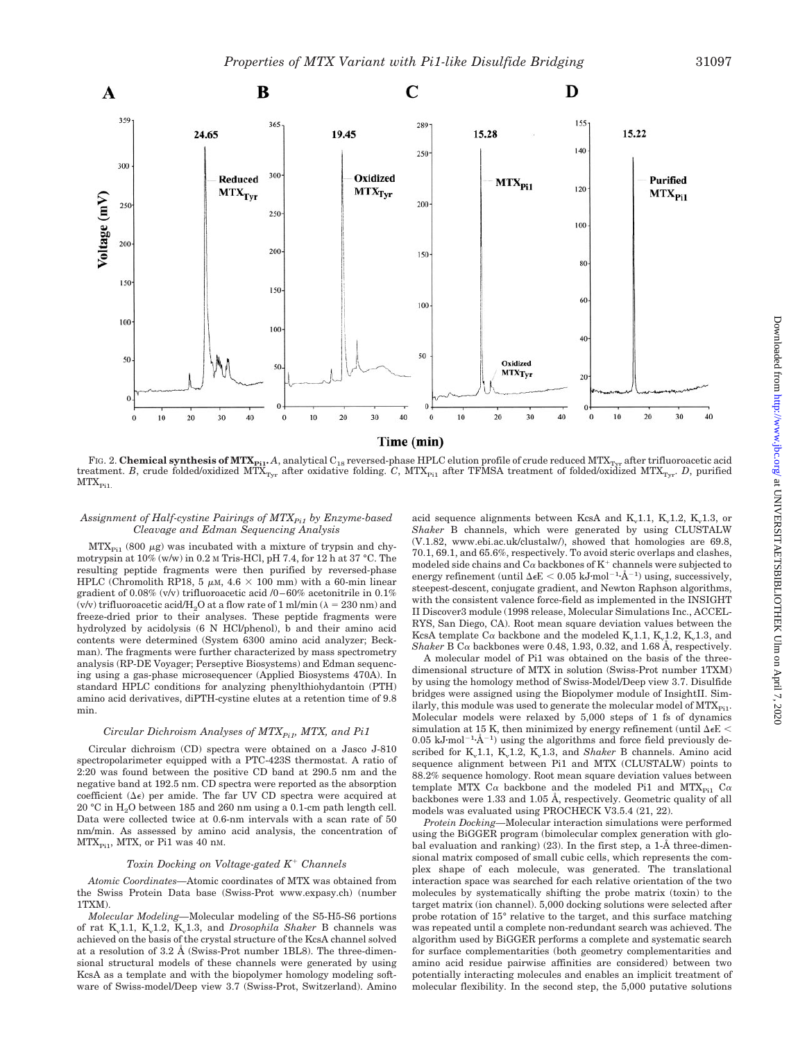FIG. 2. **Chemical synthesis of $MTX_{Pi1}$.** *A*, analytical $C_{18}$ reversed-phase HPLC elution profile of crude reduced $MTX_{Tyr}$ after trifluoroacetic acid treatment. *B*, crude folded/oxidized $MTX_{Tyr}$ after oxidative folding. *C*, $MTX_{Pi1}$ after TFMSA treatment of folded/oxidized $MTX_{Tyr}$. *D*, purified $MTX_{Pi1}$.

### *Assignment of Half-cystine Pairings of $MTX_{Pi1}$ by Enzyme-based Cleavage and Edman Sequencing Analysis*

$MTX_{Pi1}$ (800 μg) was incubated with a mixture of trypsin and chymotrypsin at 10% (w/w) in 0.2 M Tris-HCl, pH 7.4, for 12 h at 37 °C. The resulting peptide fragments were then purified by reversed-phase HPLC (Chromolith RP18, 5 μM, 4.6 × 100 mm) with a 60-min linear gradient of 0.08% (v/v) trifluoroacetic acid /0–60% acetonitrile in 0.1% (v/v) trifluoroacetic acid/$H_2O$ at a flow rate of 1 ml/min (λ = 230 nm) and freeze-dried prior to their analyses. These peptide fragments were hydrolyzed by acidolysis (6 N HCl/phenol), b and their amino acid contents were determined (System 6300 amino acid analyzer; Beckman). The fragments were further characterized by mass spectrometry analysis (RP-DE Voyager; Perseptive Biosystems) and Edman sequencing using a gas-phase microsequencer (Applied Biosystems 470A). In standard HPLC conditions for analyzing phenylthiohydantoin (PTH) amino acid derivatives, diPTH-cystine elutes at a retention time of 9.8 min.

### *Circular Dichroism Analyses of $MTX_{Pi1}$, MTX, and Pi1*

Circular dichroism (CD) spectra were obtained on a Jasco J-810 spectropolarimeter equipped with a PTC-423S thermostat. A ratio of 2:20 was found between the positive CD band at 290.5 nm and the negative band at 192.5 nm. CD spectra were reported as the absorption coefficient (Δε) per amide. The far UV CD spectra were acquired at 20 °C in $H_2O$ between 185 and 260 nm using a 0.1-cm path length cell. Data were collected twice at 0.6-nm intervals with a scan rate of 50 nm/min. As assessed by amino acid analysis, the concentration of $MTX_{Pi1}$, MTX, or Pi1 was 40 nM.

### *Toxin Docking on Voltage-gated $K^+$ Channels*

*Atomic Coordinates*—Atomic coordinates of MTX was obtained from the Swiss Protein Data base (Swiss-Prot www.expasy.ch) (number 1TXM).

*Molecular Modeling*—Molecular modeling of the S5-H5-S6 portions of rat $K_v1.1$, $K_v1.2$, $K_v1.3$, and *Drosophila Shaker* B channels was achieved on the basis of the crystal structure of the KcsA channel solved at a resolution of 3.2 Å (Swiss-Prot number 1BL8). The three-dimensional structural models of these channels were generated by using KcsA as a template and with the biopolymer homology modeling software of Swiss-model/Deep view 3.7 (Swiss-Prot, Switzerland). Amino acid sequence alignments between KcsA and $K_v1.1$, $K_v1.2$, $K_v1.3$, or *Shaker* B channels, which were generated by using CLUSTALW (V.1.82, www.ebi.ac.uk/clustalw/), showed that homologies are 69.8, 70.1, 69.1, and 65.6%, respectively. To avoid steric overlaps and clashes, modeled side chains and Cα backbones of $K^+$ channels were subjected to energy refinement (until ΔεE < 0.05 kJ·mol$^{-1}$·Å$^{-1}$) using, successively, steepest-descent, conjugate gradient, and Newton Raphson algorithms, with the consistent valence force-field as implemented in the INSIGHT II Discover3 module (1998 release, Molecular Simulations Inc., ACCELRYS, San Diego, CA). Root mean square deviation values between the KcsA template Cα backbone and the modeled $K_v1.1$, $K_v1.2$, $K_v1.3$, and *Shaker* B Cα backbones were 0.48, 1.93, 0.32, and 1.68 Å, respectively.

A molecular model of Pi1 was obtained on the basis of the three-dimensional structure of MTX in solution (Swiss-Prot number 1TXM) by using the homology method of Swiss-Model/Deep view 3.7. Disulfide bridges were assigned using the Biopolymer module of InsightII. Similarly, this module was used to generate the molecular model of $MTX_{Pi1}$. Molecular models were relaxed by 5,000 steps of 1 fs of dynamics simulation at 15 K, then minimized by energy refinement (until ΔεE < 0.05 kJ·mol$^{-1}$·Å$^{-1}$) using the algorithms and force field previously described for $K_v1.1$, $K_v1.2$, $K_v1.3$, and *Shaker* B channels. Amino acid sequence alignment between Pi1 and MTX (CLUSTALW) points to 88.2% sequence homology. Root mean square deviation values between template MTX Cα backbone and the modeled Pi1 and $MTX_{Pi1}$ Cα backbones were 1.33 and 1.05 Å, respectively. Geometric quality of all models was evaluated using PROCHECK V3.5.4 (21, 22).

*Protein Docking*—Molecular interaction simulations were performed using the BiGGER program (bimolecular complex generation with global evaluation and ranking) (23). In the first step, a 1-Å three-dimensional matrix composed of small cubic cells, which represents the complex shape of each molecule, was generated. The translational interaction space was searched for each relative orientation of the two molecules by systematically shifting the probe matrix (toxin) to the target matrix (ion channel). 5,000 docking solutions were selected after probe rotation of 15° relative to the target, and this surface matching was repeated until a complete non-redundant search was achieved. The algorithm used by BiGGER performs a complete and systematic search for surface complementarities (both geometry complementarities and amino acid residue pairwise affinities are considered) between two potentially interacting molecules and enables an implicit treatment of molecular flexibility. In the second step, the 5,000 putative solutions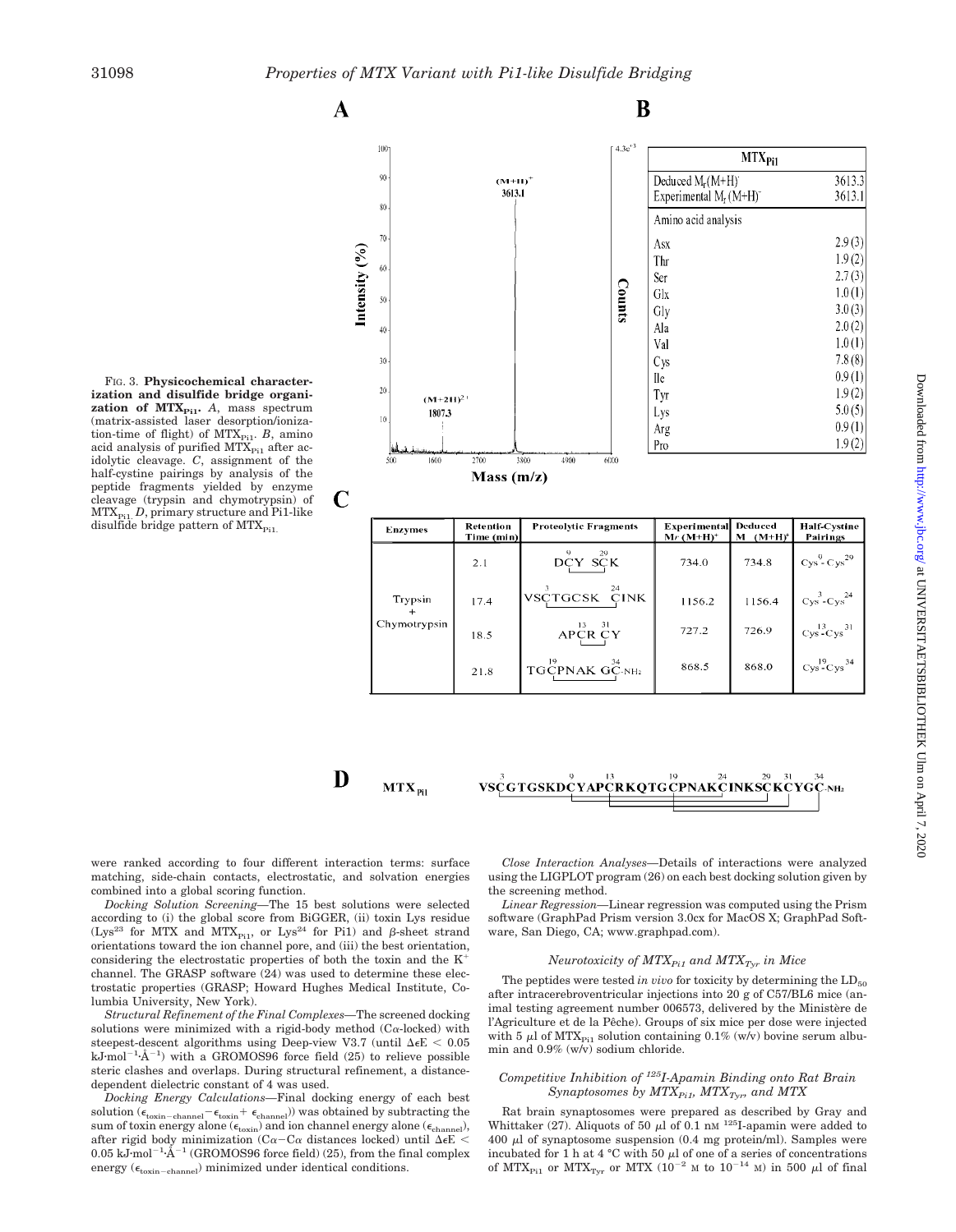FIG. 3. **Physicochemical characterization and disulfide bridge organization of $MTX_{Pi1}$.** *A*, mass spectrum (matrix-assisted laser desorption/ionization-time of flight) of $MTX_{Pi1}$. *B*, amino acid analysis of purified $MTX_{Pi1}$ after acidolytic cleavage. *C*, assignment of the half-cystine pairings by analysis of the peptide fragments yielded by enzyme cleavage (trypsin and chymotrypsin) of $MTX_{Pi1}$. *D*, primary structure and Pi1-like disulfide bridge pattern of $MTX_{Pi1}$.

**A**

Mass spectrum: Intensity (%) vs. Mass (m/z); peaks $(M+H)^+$ 3613.1 and $(M+2H)^{2+}$ 1807.3.

**B**

| $MTX_{Pi1}$ | |
|---|---|
| Deduced $M_r$ (M+H)⁺ | 3613.3 |
| Experimental $M_r$ (M+H)⁺ | 3613.1 |
| Amino acid analysis | |
| Asx | 2.9 (3) |
| Thr | 1.9 (2) |
| Ser | 2.7 (3) |
| Glx | 1.0 (1) |
| Gly | 3.0 (3) |
| Ala | 2.0 (2) |
| Val | 1.0 (1) |
| Cys | 7.8 (8) |
| Ile | 0.9 (1) |
| Tyr | 1.9 (2) |
| Lys | 5.0 (5) |
| Arg | 0.9 (1) |
| Pro | 1.9 (2) |

**C**

| Enzymes | Retention Time (min) | Proteolytic Fragments | Experimental $M_r$ (M+H)⁺ | Deduced M (M+H)⁺ | Half-Cystine Pairings |
|---|---|---|---|---|---|
| Trypsin + Chymotrypsin | 2.1 | DCY SCK | 734.0 | 734.8 | $Cys^9$-$Cys^{29}$ |
| | 17.4 | VSCTGCSK CINK | 1156.2 | 1156.4 | $Cys^3$-$Cys^{24}$ |
| | 18.5 | APCR CY | 727.2 | 726.9 | $Cys^{13}$-$Cys^{31}$ |
| | 21.8 | TGCPNAK GC-NH₂ | 868.5 | 868.0 | $Cys^{19}$-$Cys^{34}$ |

**D**

$MTX_{Pi1}$ VSCGTGSKDCYAPCRKQTGCPNAKCINKSCKCYGC-NH₂ (disulfide bridges: Cys3–Cys24, Cys9–Cys29, Cys13–Cys31, Cys19–Cys34)

were ranked according to four different interaction terms: surface matching, side-chain contacts, electrostatic, and solvation energies combined into a global scoring function.

*Docking Solution Screening*—The 15 best solutions were selected according to (i) the global score from BiGGER, (ii) toxin Lys residue ($Lys^{23}$ for MTX and $MTX_{Pi1}$, or $Lys^{24}$ for Pi1) and β-sheet strand orientations toward the ion channel pore, and (iii) the best orientation, considering the electrostatic properties of both the toxin and the $K^+$ channel. The GRASP software (24) was used to determine these electrostatic properties (GRASP; Howard Hughes Medical Institute, Columbia University, New York).

*Structural Refinement of the Final Complexes*—The screened docking solutions were minimized with a rigid-body method (Cα-locked) with steepest-descent algorithms using Deep-view V3.7 (until $\Delta\epsilon E < 0.05$ kJ·mol$^{-1}$·Å$^{-1}$) with a GROMOS96 force field (25) to relieve possible steric clashes and overlaps. During structural refinement, a distance-dependent dielectric constant of 4 was used.

*Docking Energy Calculations*—Final docking energy of each best solution ($\epsilon_{toxin-channel} - \epsilon_{toxin} + \epsilon_{channel}$)) was obtained by subtracting the sum of toxin energy alone ($\epsilon_{toxin}$) and ion channel energy alone ($\epsilon_{channel}$), after rigid body minimization (Cα−Cα distances locked) until $\Delta\epsilon E <$ 0.05 kJ·mol$^{-1}$·Å$^{-1}$ (GROMOS96 force field) (25), from the final complex energy ($\epsilon_{toxin-channel}$) minimized under identical conditions.

*Close Interaction Analyses*—Details of interactions were analyzed using the LIGPLOT program (26) on each best docking solution given by the screening method.

*Linear Regression*—Linear regression was computed using the Prism software (GraphPad Prism version 3.0cx for MacOS X; GraphPad Software, San Diego, CA; www.graphpad.com).

### *Neurotoxicity of $MTX_{Pi1}$ and $MTX_{Tyr}$ in Mice*

The peptides were tested *in vivo* for toxicity by determining the $LD_{50}$ after intracerebroventricular injections into 20 g of C57/BL6 mice (animal testing agreement number 006573, delivered by the Ministère de l'Agriculture et de la Pêche). Groups of six mice per dose were injected with 5 μl of $MTX_{Pi1}$ solution containing 0.1% (w/v) bovine serum albumin and 0.9% (w/v) sodium chloride.

### *Competitive Inhibition of $^{125}$I-Apamin Binding onto Rat Brain Synaptosomes by $MTX_{Pi1}$, $MTX_{Tyr}$, and MTX*

Rat brain synaptosomes were prepared as described by Gray and Whittaker (27). Aliquots of 50 μl of 0.1 nM $^{125}$I-apamin were added to 400 μl of synaptosome suspension (0.4 mg protein/ml). Samples were incubated for 1 h at 4 °C with 50 μl of one of a series of concentrations of $MTX_{Pi1}$ or $MTX_{Tyr}$ or MTX ($10^{-2}$ M to $10^{-14}$ M) in 500 μl of final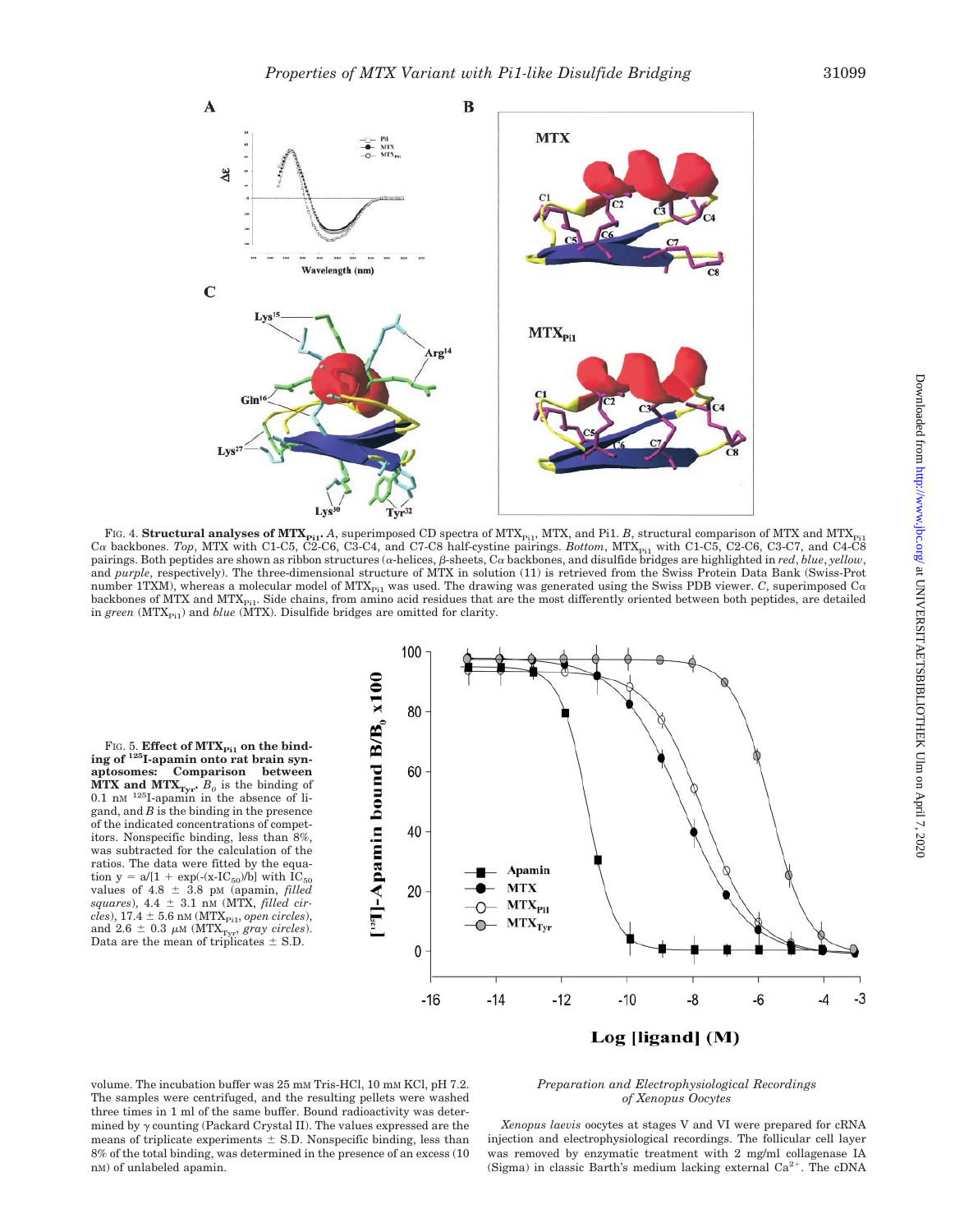FIG. 4. **Structural analyses of $MTX_{Pi1}$.** *A*, superimposed CD spectra of $MTX_{Pi1}$, MTX, and Pi1. *B*, structural comparison of MTX and $MTX_{Pi1}$ Cα backbones. *Top*, MTX with C1-C5, C2-C6, C3-C4, and C7-C8 half-cystine pairings. *Bottom*, $MTX_{Pi1}$ with C1-C5, C2-C6, C3-C7, and C4-C8 pairings. Both peptides are shown as ribbon structures (α-helices, β-sheets, Cα backbones, and disulfide bridges are highlighted in *red*, *blue*, *yellow*, and *purple*, respectively). The three-dimensional structure of MTX in solution (11) is retrieved from the Swiss Protein Data Bank (Swiss-Prot number 1TXM), whereas a molecular model of $MTX_{Pi1}$ was used. The drawing was generated using the Swiss PDB viewer. *C*, superimposed Cα backbones of MTX and $MTX_{Pi1}$. Side chains, from amino acid residues that are the most differently oriented between both peptides, are detailed in *green* ($MTX_{Pi1}$) and *blue* (MTX). Disulfide bridges are omitted for clarity.

FIG. 5. **Effect of $MTX_{Pi1}$ on the binding of $^{125}$I-apamin onto rat brain synaptosomes: Comparison between MTX and $MTX_{Tyr}$.** $B_0$ is the binding of 0.1 nM $^{125}$I-apamin in the absence of ligand, and $B$ is the binding in the presence of the indicated concentrations of competitors. Nonspecific binding, less than 8%, was subtracted for the calculation of the ratios. The data were fitted by the equation $y = a/[1 + \exp(-(x\text{-}IC_{50})/b]$ with $IC_{50}$ values of 4.8 ± 3.8 pM (apamin, *filled squares*), 4.4 ± 3.1 nM (MTX, *filled circles*), 17.4 ± 5.6 nM ($MTX_{Pi1}$, *open circles*), and 2.6 ± 0.3 μM ($MTX_{Tyr}$, *gray circles*). Data are the mean of triplicates ± S.D.

volume. The incubation buffer was 25 mM Tris-HCl, 10 mM KCl, pH 7.2. The samples were centrifuged, and the resulting pellets were washed three times in 1 ml of the same buffer. Bound radioactivity was determined by γ counting (Packard Crystal II). The values expressed are the means of triplicate experiments ± S.D. Nonspecific binding, less than 8% of the total binding, was determined in the presence of an excess (10 nM) of unlabeled apamin.

### *Preparation and Electrophysiological Recordings of Xenopus Oocytes*

*Xenopus laevis* oocytes at stages V and VI were prepared for cRNA injection and electrophysiological recordings. The follicular cell layer was removed by enzymatic treatment with 2 mg/ml collagenase IA (Sigma) in classic Barth's medium lacking external $Ca^{2+}$. The cDNA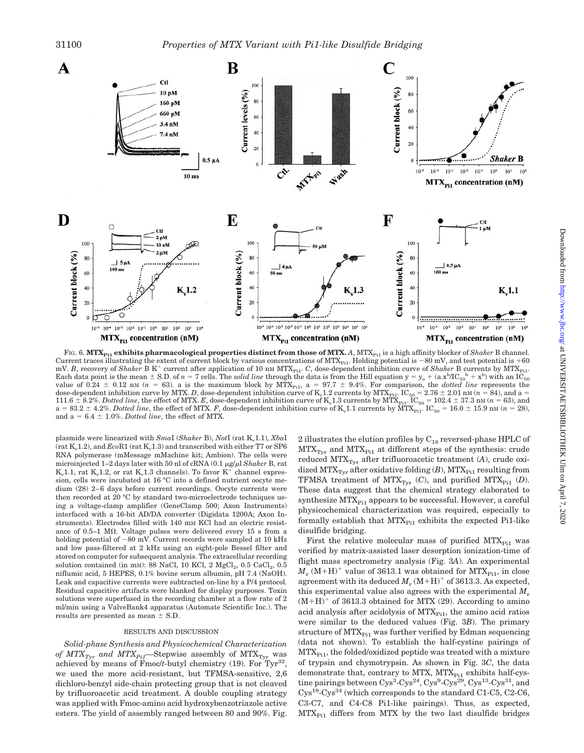FIG. 6. **$MTX_{Pi1}$ exhibits pharmacological properties distinct from those of MTX.** *A*, $MTX_{Pi1}$ is a high affinity blocker of *Shaker* B channel. Current traces illustrating the extent of current block by various concentrations of $MTX_{Pi1}$. Holding potential is −80 mV, and test potential is +60 mV. *B*, recovery of *Shaker* B $K^+$ current after application of 10 nM $MTX_{Pi1}$. *C*, dose-dependent inhibition curve of *Shaker* B currents by $MTX_{Pi1}$. Each data point is the mean ± S.D. of $n = 7$ cells. The *solid line* through the data is from the Hill equation $y = y_o + (a.x^b/IC_{50}{}^b + x^b)$ with an $IC_{50}$ value of 0.24 ± 0.12 nM ($n = 63$). a is the maximum block by $MTX_{Pi1}$, a = 97.7 ± 9.4%. For comparison, the *dotted line* represents the dose-dependent inhibition curve by MTX. *D*, dose-dependent inhibition curve of $K_v1.2$ currents by $MTX_{Pi1}$. $IC_{50}$ = 2.76 ± 2.01 nM ($n = 84$), and a = 111.6 ± 8.2%. *Dotted line*, the effect of MTX. *E*, dose-dependent inhibition curve of $K_v1.3$ currents by $MTX_{Pi1}$. $IC_{50}$ = 102.4 ± 37.3 nM ($n = 63$), and a = 83.2 ± 4.2%. *Dotted line*, the effect of MTX. *F*, dose-dependent inhibition curve of $K_v1.1$ currents by $MTX_{Pi1}$. $IC_{50}$ = 16.0 ± 15.9 nM ($n = 28$), and a = 6.4 ± 1.0%. *Dotted line*, the effect of MTX.

plasmids were linearized with *Sma*I (*Shaker* B), *Not*I (rat $K_v1.1$), *Xba*I (rat $K_v1.2$), and *Eco*R1 (rat $K_v1.3$) and transcribed with either T7 or SP6 RNA polymerase (mMessage mMachine kit; Ambion). The cells were microinjected 1–2 days later with 50 nl of cRNA (0.1 μg/μl *Shaker* B, rat $K_v1.1$, rat $K_v1.2$, or rat $K_v1.3$ channels). To favor $K^+$ channel expression, cells were incubated at 16 °C into a defined nutrient oocyte medium (28) 2–6 days before current recordings. Oocyte currents were then recorded at 20 °C by standard two-microelectrode techniques using a voltage-clamp amplifier (GeneClamp 500; Axon Instruments) interfaced with a 16-bit AD/DA converter (Digidata 1200A; Axon Instruments). Electrodes filled with 140 mM KCl had an electric resistance of 0.5–1 MΩ. Voltage pulses were delivered every 15 s from a holding potential of −80 mV. Current records were sampled at 10 kHz and low pass-filtered at 2 kHz using an eight-pole Bessel filter and stored on computer for subsequent analysis. The extracellular recording solution contained (in mM): 88 NaCl, 10 KCl, 2 $MgCl_2$, 0.5 $CaCl_2$, 0.5 niflumic acid, 5 HEPES, 0.1% bovine serum albumin, pH 7.4 (NaOH). Leak and capacitive currents were subtracted on-line by a P/4 protocol. Residual capacitive artifacts were blanked for display purposes. Toxin solutions were superfused in the recording chamber at a flow rate of 2 ml/min using a ValveBank4 apparatus (Automate Scientific Inc.). The results are presented as mean ± S.D.

## RESULTS AND DISCUSSION

*Solid-phase Synthesis and Physicochemical Characterization of $MTX_{Tyr}$ and $MTX_{Pi1}$*—Stepwise assembly of $MTX_{Tyr}$ was achieved by means of Fmoc/*t*-butyl chemistry (19). For $Tyr^{32}$, we used the more acid-resistant, but TFMSA-sensitive, 2,6 dichloro-benzyl side-chain protecting group that is not cleaved by trifluoroacetic acid treatment. A double coupling strategy was applied with Fmoc-amino acid hydroxybenzotriazole active esters. The yield of assembly ranged between 80 and 90%. Fig. 2 illustrates the elution profiles by $C_{18}$ reversed-phase HPLC of $MTX_{Tyr}$ and $MTX_{Pi1}$ at different steps of the synthesis: crude reduced $MTX_{Tyr}$ after trifluoroacetic treatment (*A*), crude oxidized $MTX_{Tyr}$ after oxidative folding (*B*), $MTX_{Pi1}$ resulting from TFMSA treatment of $MTX_{Tyr}$ (*C*), and purified $MTX_{Pi1}$ (*D*). These data suggest that the chemical strategy elaborated to synthesize $MTX_{Pi1}$ appears to be successful. However, a careful physicochemical characterization was required, especially to formally establish that $MTX_{Pi1}$ exhibits the expected Pi1-like disulfide bridging.

First the relative molecular mass of purified $MTX_{Pi1}$ was verified by matrix-assisted laser desorption ionization-time of flight mass spectrometry analysis (Fig. 3*A*). An experimental $M_r$ $(M+H)^+$ value of 3613.1 was obtained for $MTX_{Pi1}$, in close agreement with its deduced $M_r$ $(M+H)^+$ of 3613.3. As expected, this experimental value also agrees with the experimental $M_r$ $(M+H)^+$ of 3613.3 obtained for MTX (29). According to amino acid analysis after acidolysis of $MTX_{Pi1}$, the amino acid ratios were similar to the deduced values (Fig. 3*B*). The primary structure of $MTX_{Pi1}$ was further verified by Edman sequencing (data not shown). To establish the half-cystine pairings of $MTX_{Pi1}$, the folded/oxidized peptide was treated with a mixture of trypsin and chymotrypsin. As shown in Fig. 3*C*, the data demonstrate that, contrary to MTX, $MTX_{Pi1}$ exhibits half-cystine pairings between $Cys^3$-$Cys^{24}$, $Cys^9$-$Cys^{29}$, $Cys^{13}$-$Cys^{31}$, and $Cys^{19}$-$Cys^{34}$ (which corresponds to the standard C1-C5, C2-C6, C3-C7, and C4-C8 Pi1-like pairings). Thus, as expected, $MTX_{Pi1}$ differs from MTX by the two last disulfide bridges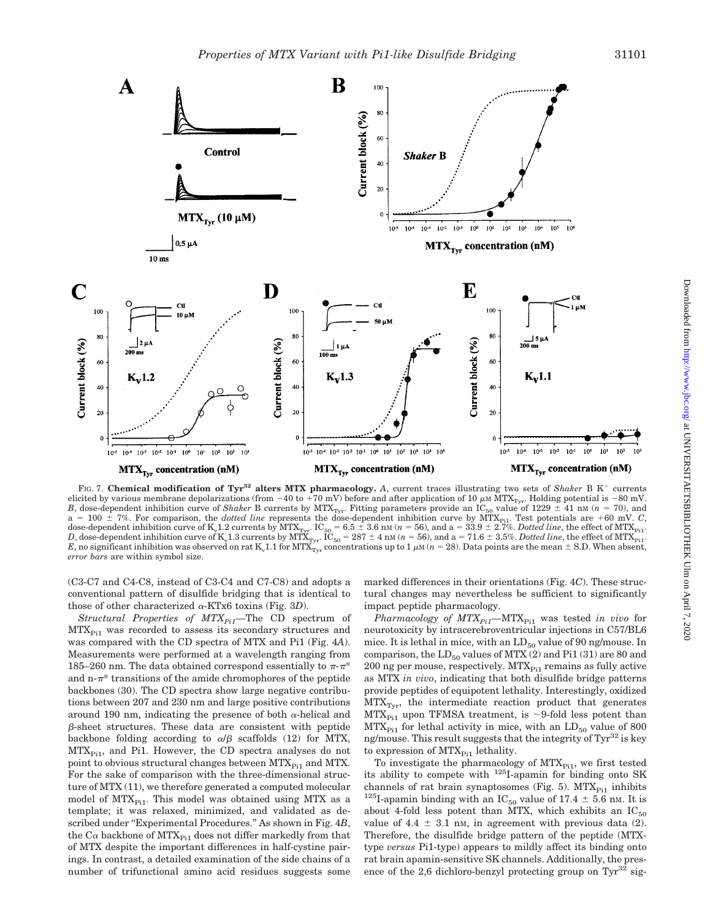FIG. 7. **Chemical modification of Tyr$^{32}$ alters MTX pharmacology.** *A*, current traces illustrating two sets of *Shaker* B $K^+$ currents elicited by various membrane depolarizations (from −40 to +70 mV) before and after application of 10 μM $MTX_{Tyr}$. Holding potential is −80 mV. *B*, dose-dependent inhibition curve of *Shaker* B currents by $MTX_{Tyr}$. Fitting parameters provide an $IC_{50}$ value of 1229 ± 41 nM ($n$ = 70), and a = 100 ± 7%. For comparison, the *dotted line* represents the dose-dependent inhibition curve by $MTX_{Pi1}$. Test potentials are +60 mV. *C*, dose-dependent inhibition curve of $K_v1.2$ currents by $MTX_{Tyr}$. $IC_{50}$ = 6.5 ± 3.6 nM ($n$ = 56), and a = 33.9 ± 2.7%. *Dotted line*, the effect of $MTX_{Pi1}$. *D*, dose-dependent inhibition curve of $K_v1.3$ currents by $MTX_{Tyr}$. $IC_{50}$ = 287 ± 4 nM ($n$ = 56), and a = 71.6 ± 3.5%. *Dotted line*, the effect of $MTX_{Pi1}$. *E*, no significant inhibition was observed on rat $K_v1.1$ for $MTX_{Tyr}$ concentrations up to 1 μM ($n$ = 28). Data points are the mean ± S.D. When absent, *error bars* are within symbol size.

(C3-C7 and C4-C8, instead of C3-C4 and C7-C8) and adopts a conventional pattern of disulfide bridging that is identical to those of other characterized α-KTx6 toxins (Fig. 3*D*).

*Structural Properties of $MTX_{Pi1}$*—The CD spectrum of $MTX_{Pi1}$ was recorded to assess its secondary structures and was compared with the CD spectra of MTX and Pi1 (Fig. 4*A*). Measurements were performed at a wavelength ranging from 185–260 nm. The data obtained correspond essentially to $\pi$-$\pi^*$ and n-$\pi^*$ transitions of the amide chromophores of the peptide backbones (30). The CD spectra show large negative contributions between 207 and 230 nm and large positive contributions around 190 nm, indicating the presence of both α-helical and β-sheet structures. These data are consistent with peptide backbone folding according to α/β scaffolds (12) for MTX, $MTX_{Pi1}$, and Pi1. However, the CD spectra analyses do not point to obvious structural changes between $MTX_{Pi1}$ and MTX. For the sake of comparison with the three-dimensional structure of MTX (11), we therefore generated a computed molecular model of $MTX_{Pi1}$. This model was obtained using MTX as a template; it was relaxed, minimized, and validated as described under "Experimental Procedures." As shown in Fig. 4*B*, the Cα backbone of $MTX_{Pi1}$ does not differ markedly from that of MTX despite the important differences in half-cystine pairings. In contrast, a detailed examination of the side chains of a number of trifunctional amino acid residues suggests some marked differences in their orientations (Fig. 4*C*). These structural changes may nevertheless be sufficient to significantly impact peptide pharmacology.

*Pharmacology of $MTX_{Pi1}$*—$MTX_{Pi1}$ was tested *in vivo* for neurotoxicity by intracerebroventricular injections in C57/BL6 mice. It is lethal in mice, with an $LD_{50}$ value of 90 ng/mouse. In comparison, the $LD_{50}$ values of MTX (2) and Pi1 (31) are 80 and 200 ng per mouse, respectively. $MTX_{Pi1}$ remains as fully active as MTX *in vivo*, indicating that both disulfide bridge patterns provide peptides of equipotent lethality. Interestingly, oxidized $MTX_{Tyr}$, the intermediate reaction product that generates $MTX_{Pi1}$ upon TFMSA treatment, is ~9-fold less potent than $MTX_{Pi1}$ for lethal activity in mice, with an $LD_{50}$ value of 800 ng/mouse. This result suggests that the integrity of Tyr$^{32}$ is key to expression of $MTX_{Pi1}$ lethality.

To investigate the pharmacology of $MTX_{Pi1}$, we first tested its ability to compete with $^{125}$I-apamin for binding onto SK channels of rat brain synaptosomes (Fig. 5). $MTX_{Pi1}$ inhibits $^{125}$I-apamin binding with an $IC_{50}$ value of 17.4 ± 5.6 nM. It is about 4-fold less potent than MTX, which exhibits an $IC_{50}$ value of 4.4 ± 3.1 nM, in agreement with previous data (2). Therefore, the disulfide bridge pattern of the peptide (MTX-type *versus* Pi1-type) appears to mildly affect its binding onto rat brain apamin-sensitive SK channels. Additionally, the presence of the 2,6 dichloro-benzyl protecting group on Tyr$^{32}$ sig-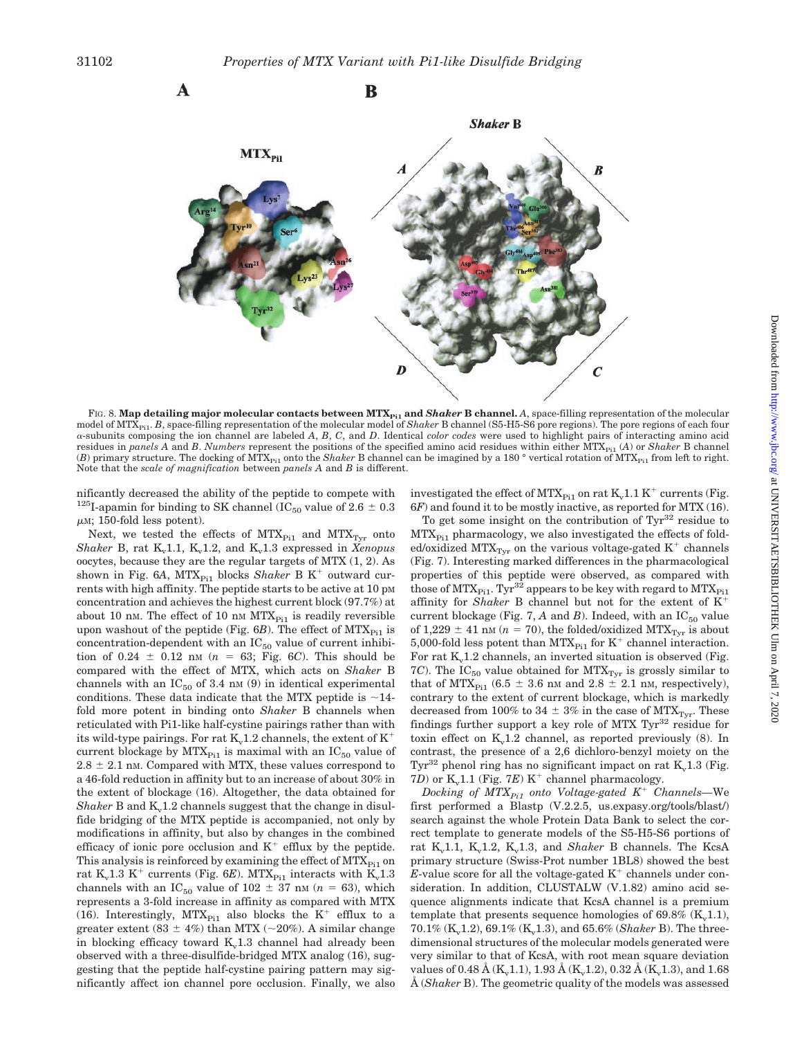FIG. 8. **Map detailing major molecular contacts between $MTX_{Pi1}$ and *Shaker* B channel.** *A*, space-filling representation of the molecular model of $MTX_{Pi1}$. *B*, space-filling representation of the molecular model of *Shaker* B channel (S5-H5-S6 pore regions). The pore regions of each four α-subunits composing the ion channel are labeled *A*, *B*, *C*, and *D*. Identical *color codes* were used to highlight pairs of interacting amino acid residues in *panels A* and *B*. *Numbers* represent the positions of the specified amino acid residues within either $MTX_{Pi1}$ (*A*) or *Shaker* B channel (*B*) primary structure. The docking of $MTX_{Pi1}$ onto the *Shaker* B channel can be imagined by a 180 ° vertical rotation of $MTX_{Pi1}$ from left to right. Note that the *scale of magnification* between *panels A* and *B* is different.

nificantly decreased the ability of the peptide to compete with $^{125}$I-apamin for binding to SK channel ($IC_{50}$ value of 2.6 ± 0.3 μM; 150-fold less potent).

Next, we tested the effects of $MTX_{Pi1}$ and $MTX_{Tyr}$ onto *Shaker* B, rat $K_v1.1$, $K_v1.2$, and $K_v1.3$ expressed in *Xenopus* oocytes, because they are the regular targets of MTX (1, 2). As shown in Fig. 6*A*, $MTX_{Pi1}$ blocks *Shaker* B $K^+$ outward currents with high affinity. The peptide starts to be active at 10 pM concentration and achieves the highest current block (97.7%) at about 10 nM. The effect of 10 nM $MTX_{Pi1}$ is readily reversible upon washout of the peptide (Fig. 6*B*). The effect of $MTX_{Pi1}$ is concentration-dependent with an $IC_{50}$ value of current inhibition of 0.24 ± 0.12 nM ($n$ = 63; Fig. 6*C*). This should be compared with the effect of MTX, which acts on *Shaker* B channels with an $IC_{50}$ of 3.4 nM (9) in identical experimental conditions. These data indicate that the MTX peptide is ~14-fold more potent in binding onto *Shaker* B channels when reticulated with Pi1-like half-cystine pairings rather than with its wild-type pairings. For rat $K_v1.2$ channels, the extent of $K^+$ current blockage by $MTX_{Pi1}$ is maximal with an $IC_{50}$ value of 2.8 ± 2.1 nM. Compared with MTX, these values correspond to a 46-fold reduction in affinity but to an increase of about 30% in the extent of blockage (16). Altogether, the data obtained for *Shaker* B and $K_v1.2$ channels suggest that the change in disulfide bridging of the MTX peptide is accompanied, not only by modifications in affinity, but also by changes in the combined efficacy of ionic pore occlusion and $K^+$ efflux by the peptide. This analysis is reinforced by examining the effect of $MTX_{Pi1}$ on rat $K_v1.3$ $K^+$ currents (Fig. 6*E*). $MTX_{Pi1}$ interacts with $K_v1.3$ channels with an $IC_{50}$ value of 102 ± 37 nM ($n$ = 63), which represents a 3-fold increase in affinity as compared with MTX (16). Interestingly, $MTX_{Pi1}$ also blocks the $K^+$ efflux to a greater extent (83 ± 4%) than MTX (~20%). A similar change in blocking efficacy toward $K_v1.3$ channel had already been observed with a three-disulfide-bridged MTX analog (16), suggesting that the peptide half-cystine pairing pattern may significantly affect ion channel pore occlusion. Finally, we also investigated the effect of $MTX_{Pi1}$ on rat $K_v1.1$ $K^+$ currents (Fig. 6*F*) and found it to be mostly inactive, as reported for MTX (16).

To get some insight on the contribution of $Tyr^{32}$ residue to $MTX_{Pi1}$ pharmacology, we also investigated the effects of folded/oxidized $MTX_{Tyr}$ on the various voltage-gated $K^+$ channels (Fig. 7). Interesting marked differences in the pharmacological properties of this peptide were observed, as compared with those of $MTX_{Pi1}$. $Tyr^{32}$ appears to be key with regard to $MTX_{Pi1}$ affinity for *Shaker* B channel but not for the extent of $K^+$ current blockage (Fig. 7, *A* and *B*). Indeed, with an $IC_{50}$ value of 1,229 ± 41 nM ($n$ = 70), the folded/oxidized $MTX_{Tyr}$ is about 5,000-fold less potent than $MTX_{Pi1}$ for $K^+$ channel interaction. For rat $K_v1.2$ channels, an inverted situation is observed (Fig. 7*C*). The $IC_{50}$ value obtained for $MTX_{Tyr}$ is grossly similar to that of $MTX_{Pi1}$ (6.5 ± 3.6 nM and 2.8 ± 2.1 nM, respectively), contrary to the extent of current blockage, which is markedly decreased from 100% to 34 ± 3% in the case of $MTX_{Tyr}$. These findings further support a key role of MTX $Tyr^{32}$ residue for toxin effect on $K_v1.2$ channel, as reported previously (8). In contrast, the presence of a 2,6 dichloro-benzyl moiety on the $Tyr^{32}$ phenol ring has no significant impact on rat $K_v1.3$ (Fig. 7*D*) or $K_v1.1$ (Fig. 7*E*) $K^+$ channel pharmacology.

*Docking of $MTX_{Pi1}$ onto Voltage-gated $K^+$ Channels*—We first performed a Blastp (V.2.2.5, us.expasy.org/tools/blast/) search against the whole Protein Data Bank to select the correct template to generate models of the S5-H5-S6 portions of rat $K_v1.1$, $K_v1.2$, $K_v1.3$, and *Shaker* B channels. The KcsA primary structure (Swiss-Prot number 1BL8) showed the best *E*-value score for all the voltage-gated $K^+$ channels under consideration. In addition, CLUSTALW (V.1.82) amino acid sequence alignments indicate that KcsA channel is a premium template that presents sequence homologies of 69.8% ($K_v1.1$), 70.1% ($K_v1.2$), 69.1% ($K_v1.3$), and 65.6% (*Shaker* B). The three-dimensional structures of the molecular models generated were very similar to that of KcsA, with root mean square deviation values of 0.48 Å ($K_v1.1$), 1.93 Å ($K_v1.2$), 0.32 Å ($K_v1.3$), and 1.68 Å (*Shaker* B). The geometric quality of the models was assessed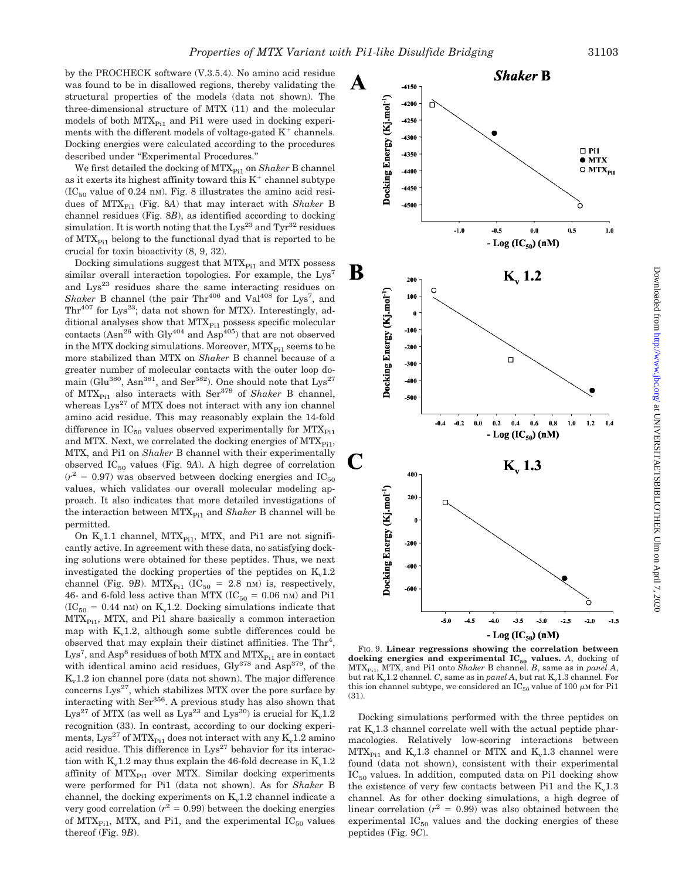by the PROCHECK software (V.3.5.4). No amino acid residue was found to be in disallowed regions, thereby validating the structural properties of the models (data not shown). The three-dimensional structure of MTX (11) and the molecular models of both $MTX_{Pi1}$ and Pi1 were used in docking experiments with the different models of voltage-gated $K^+$ channels. Docking energies were calculated according to the procedures described under "Experimental Procedures."

We first detailed the docking of $MTX_{Pi1}$ on *Shaker* B channel as it exerts its highest affinity toward this $K^+$ channel subtype ($IC_{50}$ value of 0.24 nM). Fig. 8 illustrates the amino acid residues of $MTX_{Pi1}$ (Fig. 8*A*) that may interact with *Shaker* B channel residues (Fig. 8*B*), as identified according to docking simulation. It is worth noting that the $Lys^{23}$ and $Tyr^{32}$ residues of $MTX_{Pi1}$ belong to the functional dyad that is reported to be crucial for toxin bioactivity (8, 9, 32).

Docking simulations suggest that $MTX_{Pi1}$ and MTX possess similar overall interaction topologies. For example, the $Lys^7$ and $Lys^{23}$ residues share the same interacting residues on *Shaker* B channel (the pair $Thr^{406}$ and $Val^{408}$ for $Lys^7$, and $Thr^{407}$ for $Lys^{23}$; data not shown for MTX). Interestingly, additional analyses show that $MTX_{Pi1}$ possess specific molecular contacts ($Asn^{26}$ with $Gly^{404}$ and $Asp^{405}$) that are not observed in the MTX docking simulations. Moreover, $MTX_{Pi1}$ seems to be more stabilized than MTX on *Shaker* B channel because of a greater number of molecular contacts with the outer loop domain ($Glu^{380}$, $Asn^{381}$, and $Ser^{382}$). One should note that $Lys^{27}$ of $MTX_{Pi1}$ also interacts with $Ser^{379}$ of *Shaker* B channel, whereas $Lys^{27}$ of MTX does not interact with any ion channel amino acid residue. This may reasonably explain the 14-fold difference in $IC_{50}$ values observed experimentally for $MTX_{Pi1}$ and MTX. Next, we correlated the docking energies of $MTX_{Pi1}$, MTX, and Pi1 on *Shaker* B channel with their experimentally observed $IC_{50}$ values (Fig. 9*A*). A high degree of correlation ($r^2 = 0.97$) was observed between docking energies and $IC_{50}$ values, which validates our overall molecular modeling approach. It also indicates that more detailed investigations of the interaction between $MTX_{Pi1}$ and *Shaker* B channel will be permitted.

On $K_v1.1$ channel, $MTX_{Pi1}$, MTX, and Pi1 are not significantly active. In agreement with these data, no satisfying docking solutions were obtained for these peptides. Thus, we next investigated the docking properties of the peptides on $K_v1.2$ channel (Fig. 9*B*). $MTX_{Pi1}$ ($IC_{50}$ = 2.8 nM) is, respectively, 46- and 6-fold less active than MTX ($IC_{50}$ = 0.06 nM) and Pi1 ($IC_{50}$ = 0.44 nM) on $K_v1.2$. Docking simulations indicate that $MTX_{Pi1}$, MTX, and Pi1 share basically a common interaction map with $K_v1.2$, although some subtle differences could be observed that may explain their distinct affinities. The $Thr^4$, $Lys^7$, and $Asp^8$ residues of both MTX and $MTX_{Pi1}$ are in contact with identical amino acid residues, $Gly^{378}$ and $Asp^{379}$, of the $K_v1.2$ ion channel pore (data not shown). The major difference concerns $Lys^{27}$, which stabilizes MTX over the pore surface by interacting with $Ser^{356}$. A previous study has also shown that $Lys^{27}$ of MTX (as well as $Lys^{23}$ and $Lys^{30}$) is crucial for $K_v1.2$ recognition (33). In contrast, according to our docking experiments, $Lys^{27}$ of $MTX_{Pi1}$ does not interact with any $K_v1.2$ amino acid residue. This difference in $Lys^{27}$ behavior for its interaction with $K_v1.2$ may thus explain the 46-fold decrease in $K_v1.2$ affinity of $MTX_{Pi1}$ over MTX. Similar docking experiments were performed for Pi1 (data not shown). As for *Shaker* B channel, the docking experiments on $K_v1.2$ channel indicate a very good correlation ($r^2 = 0.99$) between the docking energies of $MTX_{Pi1}$, MTX, and Pi1, and the experimental $IC_{50}$ values thereof (Fig. 9*B*).

**FIG. 9. Linear regressions showing the correlation between docking energies and experimental $IC_{50}$ values.** *A*, docking of $MTX_{Pi1}$, MTX, and Pi1 onto *Shaker* B channel. *B*, same as in *panel A*, but rat $K_v1.2$ channel. *C*, same as in *panel A*, but rat $K_v1.3$ channel. For this ion channel subtype, we considered an $IC_{50}$ value of 100 $\mu$M for Pi1 (31).

Docking simulations performed with the three peptides on rat $K_v1.3$ channel correlate well with the actual peptide pharmacologies. Relatively low-scoring interactions between $MTX_{Pi1}$ and $K_v1.3$ channel or MTX and $K_v1.3$ channel were found (data not shown), consistent with their experimental $IC_{50}$ values. In addition, computed data on Pi1 docking show the existence of very few contacts between Pi1 and the $K_v1.3$ channel. As for other docking simulations, a high degree of linear correlation ($r^2 = 0.99$) was also obtained between the experimental $IC_{50}$ values and the docking energies of these peptides (Fig. 9*C*).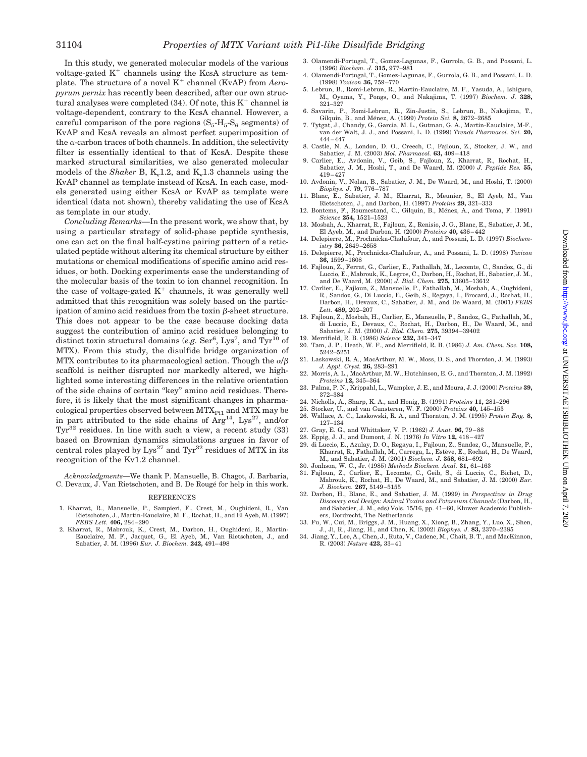In this study, we generated molecular models of the various voltage-gated $K^+$ channels using the KcsA structure as template. The structure of a novel $K^+$ channel (KvAP) from *Aeropyrum pernix* has recently been described, after our own structural analyses were completed (34). Of note, this $K^+$ channel is voltage-dependent, contrary to the KcsA channel. However, a careful comparison of the pore regions ($S_5$-$H_5$-$S_6$ segments) of KvAP and KcsA reveals an almost perfect superimposition of the $\alpha$-carbon traces of both channels. In addition, the selectivity filter is essentially identical to that of KcsA. Despite these marked structural similarities, we also generated molecular models of the *Shaker* B, $K_v1.2$, and $K_v1.3$ channels using the KvAP channel as template instead of KcsA. In each case, models generated using either KcsA or KvAP as template were identical (data not shown), thereby validating the use of KcsA as template in our study.

*Concluding Remarks*—In the present work, we show that, by using a particular strategy of solid-phase peptide synthesis, one can act on the final half-cystine pairing pattern of a reticulated peptide without altering its chemical structure by either mutations or chemical modifications of specific amino acid residues, or both. Docking experiments ease the understanding of the molecular basis of the toxin to ion channel recognition. In the case of voltage-gated $K^+$ channels, it was generally well admitted that this recognition was solely based on the participation of amino acid residues from the toxin $\beta$-sheet structure. This does not appear to be the case because docking data suggest the contribution of amino acid residues belonging to distinct toxin structural domains (*e.g.* $Ser^6$, $Lys^7$, and $Tyr^{10}$ of MTX). From this study, the disulfide bridge organization of MTX contributes to its pharmacological action. Though the $\alpha/\beta$ scaffold is neither disrupted nor markedly altered, we highlighted some interesting differences in the relative orientation of the side chains of certain "key" amino acid residues. Therefore, it is likely that the most significant changes in pharmacological properties observed between $MTX_{Pi1}$ and MTX may be in part attributed to the side chains of $Arg^{14}$, $Lys^{27}$, and/or $Tyr^{32}$ residues. In line with such a view, a recent study (33) based on Brownian dynamics simulations argues in favor of central roles played by $Lys^{27}$ and $Tyr^{32}$ residues of MTX in its recognition of the Kv1.2 channel.

*Acknowledgments*—We thank P. Mansuelle, B. Chagot, J. Barbaria, C. Devaux, J. Van Rietschoten, and B. De Rougé for help in this work.

## REFERENCES

1. Kharrat, R., Mansuelle, P., Sampieri, F., Crest, M., Oughideni, R., Van Rietschoten, J., Martin-Eauclaire, M. F., Rochat, H., and El Ayeb, M. (1997) *FEBS Lett.* **406,** 284–290
2. Kharrat, R., Mabrouk, K., Crest, M., Darbon, H., Oughideni, R., Martin-Eauclaire, M. F., Jacquet, G., El Ayeb, M., Van Rietschoten, J., and Sabatier, J. M. (1996) *Eur. J. Biochem.* **242,** 491–498
3. Olamendi-Portugal, T., Gomez-Lagunas, F., Gurrola, G. B., and Possani, L. (1996) *Biochem. J.* **315,** 977–981
4. Olamendi-Portugal, T., Gomez-Lagunas, F., Gurrola, G. B., and Possani, L. D. (1998) *Toxicon* **36,** 759–770
5. Lebrun, B., Romi-Lebrun, R., Martin-Eauclaire, M. F., Yasuda, A., Ishiguro, M., Oyama, Y., Pongs, O., and Nakajima, T. (1997) *Biochem. J.* **328,** 321–327
6. Savarin, P., Romi-Lebrun, R., Zin-Justin, S., Lebrun, B., Nakajima, T., Gilquin, B., and Ménez, A. (1999) *Protein Sci.* **8,** 2672–2685
7. Tytgat, J., Chandy, G., Garcia, M. L., Gutman, G. A., Martin-Eauclaire, M-F., van der Walt, J. J., and Possani, L. D. (1999) *Trends Pharmacol. Sci.* **20,** 444–447
8. Castle, N. A., London, D. O., Creech, C., Fajloun, Z., Stocker, J. W., and Sabatier, J. M. (2003) *Mol. Pharmacol.* **63,** 409–418
9. Carlier, E., Avdonin, V., Geib, S., Fajloun, Z., Kharrat, R., Rochat, H., Sabatier, J. M., Hoshi, T., and De Waard, M. (2000) *J. Peptide Res.* **55,** 419–427
10. Avdonin, V., Nolan, B., Sabatier, J. M., De Waard, M., and Hoshi, T. (2000) *Biophys. J.* **79,** 776–787
11. Blanc, E., Sabatier, J. M., Kharrat, R., Meunier, S., El Ayeb, M., Van Rietschoten, J., and Darbon, H. (1997) *Proteins* **29,** 321–333
12. Bontems, F., Roumestand, C., Gilquin, B., Ménez, A., and Toma, F. (1991) *Science* **254,** 1521–1523
13. Mosbah, A., Kharrat, R., Fajloun, Z., Renisio, J. G., Blanc, E., Sabatier, J. M., El Ayeb, M., and Darbon, H. (2000) *Proteins* **40,** 436–442
14. Delepierre, M., Prochnicka-Chalufour, A., and Possani, L. D. (1997) *Biochemistry* **36,** 2649–2658
15. Delepierre, M., Prochnicka-Chalufour, A., and Possani, L. D. (1998) *Toxicon* **36,** 1599–1608
16. Fajloun, Z., Ferrat, G., Carlier, E., Fathallah, M., Lecomte, C., Sandoz, G., di Luccio, E., Mabrouk, K., Legros, C., Darbon, H., Rochat, H., Sabatier, J. M., and De Waard, M. (2000) *J. Biol. Chem.* **275,** 13605–13612
17. Carlier, E., Fajloun, Z., Mansuelle, P., Fathallah, M., Mosbah, A., Oughideni, R., Sandoz, G., Di Luccio, E., Geib, S., Regaya, I., Brocard, J., Rochat, H., Darbon, H., Devaux, C., Sabatier, J. M., and De Waard, M. (2001) *FEBS Lett.* **489,** 202–207
18. Fajloun, Z., Mosbah, H., Carlier, E., Mansuelle, P., Sandoz, G., Fathallah, M., di Luccio, E., Devaux, C., Rochat, H., Darbon, H., De Waard, M., and Sabatier, J. M. (2000) *J. Biol. Chem.* **275,** 39394–39402
19. Merrifield, R. B. (1986) *Science* **232,** 341–347
20. Tam, J. P., Heath, W. F., and Merrifield, R. B. (1986) *J. Am. Chem. Soc.* **108,** 5242–5251
21. Laskowski, R. A., MacArthur, M. W., Moss, D. S., and Thornton, J. M. (1993) *J. Appl. Cryst.* **26,** 283–291
22. Morris, A. L., MacArthur, M. W., Hutchinson, E. G., and Thornton, J. M. (1992) *Proteins* **12,** 345–364
23. Palma, P. N., Krippahl, L., Wampler, J. E., and Moura, J. J. (2000) *Proteins* **39,** 372–384
24. Nicholls, A., Sharp, K. A., and Honig, B. (1991) *Proteins* **11,** 281–296
25. Stocker, U., and van Gunsteren, W. F. (2000) *Proteins* **40,** 145–153
26. Wallace, A. C., Laskowski, R. A., and Thornton, J. M. (1995) *Protein Eng.* **8,** 127–134
27. Gray, E. G., and Whittaker, V. P. (1962) *J. Anat.* **96,** 79–88
28. Eppig, J. J., and Dumont, J. N. (1976) *In Vitro* **12,** 418–427
29. di Luccio, E., Azulay, D. O., Regaya, I., Fajloun, Z., Sandoz, G., Mansuelle, P., Kharrat, R., Fathallah, M., Carrega, L., Estève, E., Rochat, H., De Waard, M., and Sabatier, J. M. (2001) *Biochem. J.* **358,** 681–692
30. Jonhson, W. C., Jr. (1985) *Methods Biochem. Anal.* **31,** 61–163
31. Fajloun, Z., Carlier, E., Lecomte, C., Geib, S., di Luccio, C., Bichet, D., Mabrouk, K., Rochat, H., De Waard, M., and Sabatier, J. M. (2000) *Eur. J. Biochem.* **267,** 5149–5155
32. Darbon, H., Blanc, E., and Sabatier, J. M. (1999) in *Perspectives in Drug Discovery and Design: Animal Toxins and Potassium Channels* (Darbon, H., and Sabatier, J. M., eds) Vols. 15/16, pp. 41–60, Kluwer Academic Publishers, Dordrecht, The Netherlands
33. Fu, W., Cui, M., Briggs, J. M., Huang, X., Xiong, B., Zhang, Y., Luo, X., Shen, J., Ji, R., Jiang, H., and Chen, K. (2002) *Biophys. J.* **83,** 2370–2385
34. Jiang, Y., Lee, A., Chen, J., Ruta, V., Cadene, M., Chait, B. T., and MacKinnon, R. (2003) *Nature* **423,** 33–41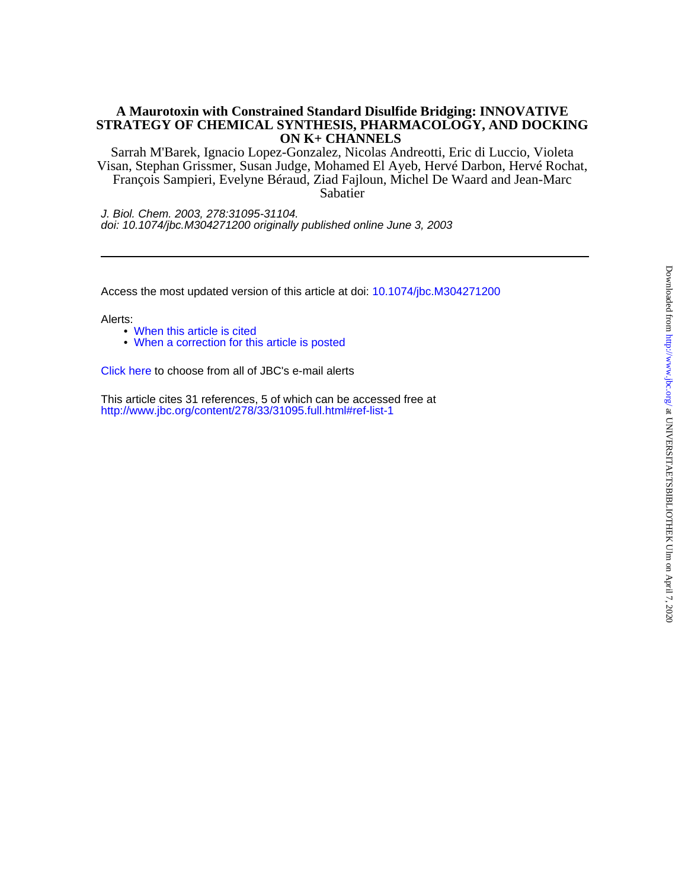# A Maurotoxin with Constrained Standard Disulfide Bridging: INNOVATIVE STRATEGY OF CHEMICAL SYNTHESIS, PHARMACOLOGY, AND DOCKING ON K+ CHANNELS

Sarrah M'Barek, Ignacio Lopez-Gonzalez, Nicolas Andreotti, Eric di Luccio, Violeta Visan, Stephan Grissmer, Susan Judge, Mohamed El Ayeb, Hervé Darbon, Hervé Rochat, François Sampieri, Evelyne Béraud, Ziad Fajloun, Michel De Waard and Jean-Marc Sabatier

*J. Biol. Chem. 2003, 278:31095-31104.*
*doi: 10.1074/jbc.M304271200 originally published online June 3, 2003*

---

Access the most updated version of this article at doi: 10.1074/jbc.M304271200

Alerts:

- When this article is cited
- When a correction for this article is posted

Click here to choose from all of JBC's e-mail alerts

This article cites 31 references, 5 of which can be accessed free at http://www.jbc.org/content/278/33/31095.full.html#ref-list-1